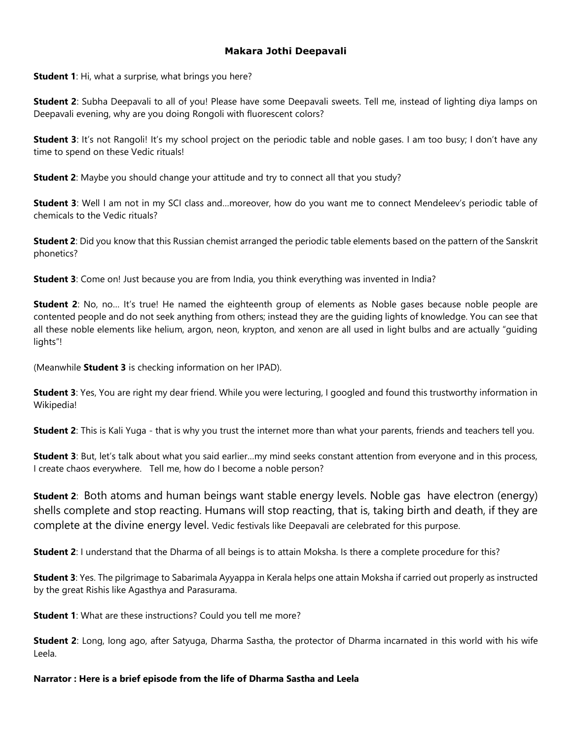**Makara Jothi Deepavali**

**Student 1**: Hi, what a surprise, what brings you here?

**Student 2**: Subha Deepavali to all of you! Please have some Deepavali sweets. Tell me, instead of lighting diya lamps on Deepavali evening, why are you doing Rongoli with fluorescent colors?

**Student 3**: It's not Rangoli! It's my school project on the periodic table and noble gases. I am too busy; I don't have any time to spend on these Vedic rituals!

**Student 2**: Maybe you should change your attitude and try to connect all that you study?

**Student 3**: Well I am not in my SCI class and…moreover, how do you want me to connect Mendeleev's periodic table of chemicals to the Vedic rituals?

**Student 2**: Did you know that this Russian chemist arranged the periodic table elements based on the pattern of the Sanskrit phonetics?

**Student 3**: Come on! Just because you are from India, you think everything was invented in India?

**Student 2**: No, no… It's true! He named the eighteenth group of elements as Noble gases because noble people are contented people and do not seek anything from others; instead they are the guiding lights of knowledge. You can see that all these noble elements like helium, argon, neon, krypton, and xenon are all used in light bulbs and are actually "guiding lights"!

(Meanwhile **Student 3** is checking information on her IPAD).

**Student 3**: Yes, You are right my dear friend. While you were lecturing, I googled and found this trustworthy information in Wikipedia!

**Student 2**: This is Kali Yuga - that is why you trust the internet more than what your parents, friends and teachers tell you.

**Student 3**: But, let's talk about what you said earlier…my mind seeks constant attention from everyone and in this process, I create chaos everywhere. Tell me, how do I become a noble person?

**Student 2**: Both atoms and human beings want stable energy levels. Noble gas have electron (energy) shells complete and stop reacting. Humans will stop reacting, that is, taking birth and death, if they are complete at the divine energy level. Vedic festivals like Deepavali are celebrated for this purpose.

**Student 2**: I understand that the Dharma of all beings is to attain Moksha. Is there a complete procedure for this?

**Student 3**: Yes. The pilgrimage to Sabarimala Ayyappa in Kerala helps one attain Moksha if carried out properly as instructed by the great Rishis like Agasthya and Parasurama.

**Student 1**: What are these instructions? Could you tell me more?

**Student 2**: Long, long ago, after Satyuga, Dharma Sastha, the protector of Dharma incarnated in this world with his wife Leela.

**Narrator : Here is a brief episode from the life of Dharma Sastha and Leela**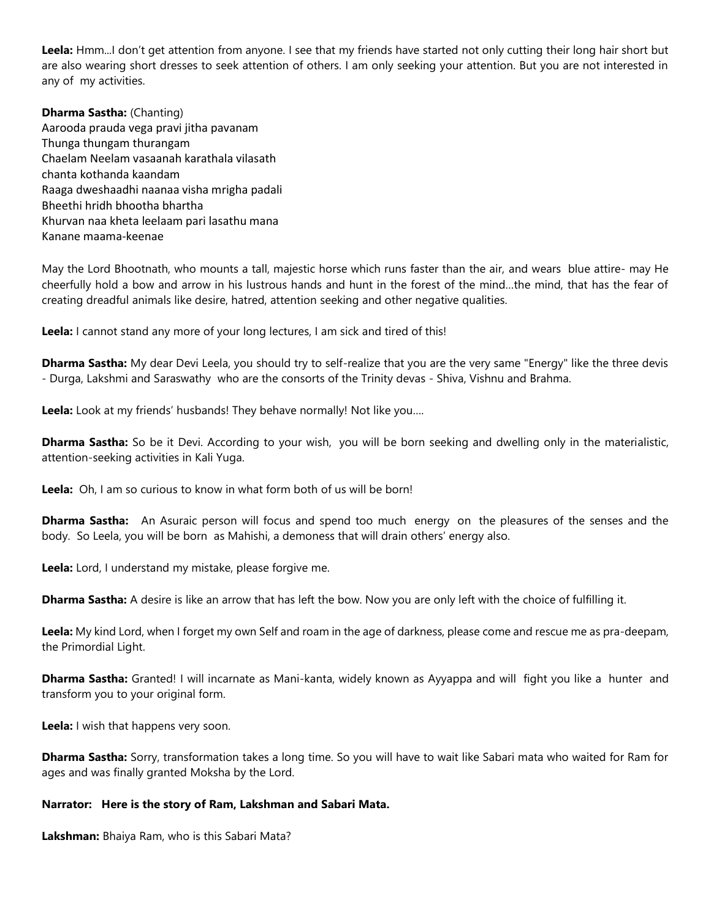**Leela:** Hmm...I don't get attention from anyone. I see that my friends have started not only cutting their long hair short but are also wearing short dresses to seek attention of others. I am only seeking your attention. But you are not interested in any of my activities.

**Dharma Sastha:** (Chanting)
Aarooda prauda vega pravi jitha pavanam
Thunga thungam thurangam
Chaelam Neelam vasaanah karathala vilasath
chanta kothanda kaandam
Raaga dweshaadhi naanaa visha mrigha padali
Bheethi hridh bhootha bhartha
Khurvan naa kheta leelaam pari lasathu mana
Kanane maama-keenae

May the Lord Bhootnath, who mounts a tall, majestic horse which runs faster than the air, and wears blue attire- may He cheerfully hold a bow and arrow in his lustrous hands and hunt in the forest of the mind...the mind, that has the fear of creating dreadful animals like desire, hatred, attention seeking and other negative qualities.

**Leela:** I cannot stand any more of your long lectures, I am sick and tired of this!

**Dharma Sastha:** My dear Devi Leela, you should try to self-realize that you are the very same "Energy" like the three devis - Durga, Lakshmi and Saraswathy who are the consorts of the Trinity devas - Shiva, Vishnu and Brahma.

**Leela:** Look at my friends' husbands! They behave normally! Not like you….

**Dharma Sastha:** So be it Devi. According to your wish, you will be born seeking and dwelling only in the materialistic, attention-seeking activities in Kali Yuga.

**Leela:** Oh, I am so curious to know in what form both of us will be born!

**Dharma Sastha:** An Asuraic person will focus and spend too much energy on the pleasures of the senses and the body. So Leela, you will be born as Mahishi, a demoness that will drain others' energy also.

**Leela:** Lord, I understand my mistake, please forgive me.

**Dharma Sastha:** A desire is like an arrow that has left the bow. Now you are only left with the choice of fulfilling it.

**Leela:** My kind Lord, when I forget my own Self and roam in the age of darkness, please come and rescue me as pra-deepam, the Primordial Light.

**Dharma Sastha:** Granted! I will incarnate as Mani-kanta, widely known as Ayyappa and will fight you like a hunter and transform you to your original form.

**Leela:** I wish that happens very soon.

**Dharma Sastha:** Sorry, transformation takes a long time. So you will have to wait like Sabari mata who waited for Ram for ages and was finally granted Moksha by the Lord.

**Narrator: Here is the story of Ram, Lakshman and Sabari Mata.**

**Lakshman:** Bhaiya Ram, who is this Sabari Mata?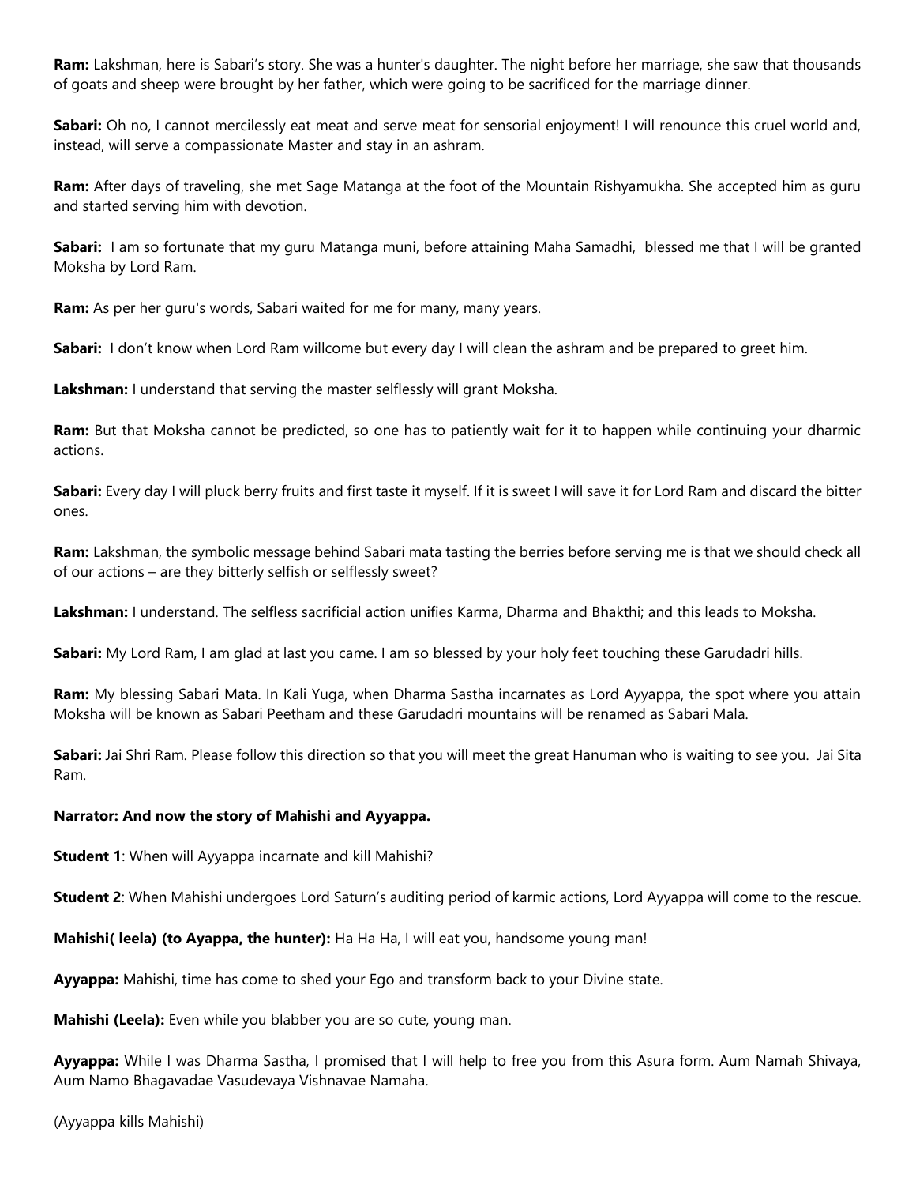**Ram:** Lakshman, here is Sabari's story. She was a hunter's daughter. The night before her marriage, she saw that thousands of goats and sheep were brought by her father, which were going to be sacrificed for the marriage dinner.

**Sabari:** Oh no, I cannot mercilessly eat meat and serve meat for sensorial enjoyment! I will renounce this cruel world and, instead, will serve a compassionate Master and stay in an ashram.

**Ram:** After days of traveling, she met Sage Matanga at the foot of the Mountain Rishyamukha. She accepted him as guru and started serving him with devotion.

**Sabari:** I am so fortunate that my guru Matanga muni, before attaining Maha Samadhi, blessed me that I will be granted Moksha by Lord Ram.

**Ram:** As per her guru's words, Sabari waited for me for many, many years.

**Sabari:** I don't know when Lord Ram willcome but every day I will clean the ashram and be prepared to greet him.

**Lakshman:** I understand that serving the master selflessly will grant Moksha.

**Ram:** But that Moksha cannot be predicted, so one has to patiently wait for it to happen while continuing your dharmic actions.

**Sabari:** Every day I will pluck berry fruits and first taste it myself. If it is sweet I will save it for Lord Ram and discard the bitter ones.

**Ram:** Lakshman, the symbolic message behind Sabari mata tasting the berries before serving me is that we should check all of our actions – are they bitterly selfish or selflessly sweet?

**Lakshman:** I understand. The selfless sacrificial action unifies Karma, Dharma and Bhakthi; and this leads to Moksha.

**Sabari:** My Lord Ram, I am glad at last you came. I am so blessed by your holy feet touching these Garudadri hills.

**Ram:** My blessing Sabari Mata. In Kali Yuga, when Dharma Sastha incarnates as Lord Ayyappa, the spot where you attain Moksha will be known as Sabari Peetham and these Garudadri mountains will be renamed as Sabari Mala.

**Sabari:** Jai Shri Ram. Please follow this direction so that you will meet the great Hanuman who is waiting to see you. Jai Sita Ram.

**Narrator: And now the story of Mahishi and Ayyappa.**

**Student 1**: When will Ayyappa incarnate and kill Mahishi?

**Student 2**: When Mahishi undergoes Lord Saturn's auditing period of karmic actions, Lord Ayyappa will come to the rescue.

**Mahishi( leela) (to Ayappa, the hunter):** Ha Ha Ha, I will eat you, handsome young man!

**Ayyappa:** Mahishi, time has come to shed your Ego and transform back to your Divine state.

**Mahishi (Leela):** Even while you blabber you are so cute, young man.

**Ayyappa:** While I was Dharma Sastha, I promised that I will help to free you from this Asura form. Aum Namah Shivaya, Aum Namo Bhagavadae Vasudevaya Vishnavae Namaha.

(Ayyappa kills Mahishi)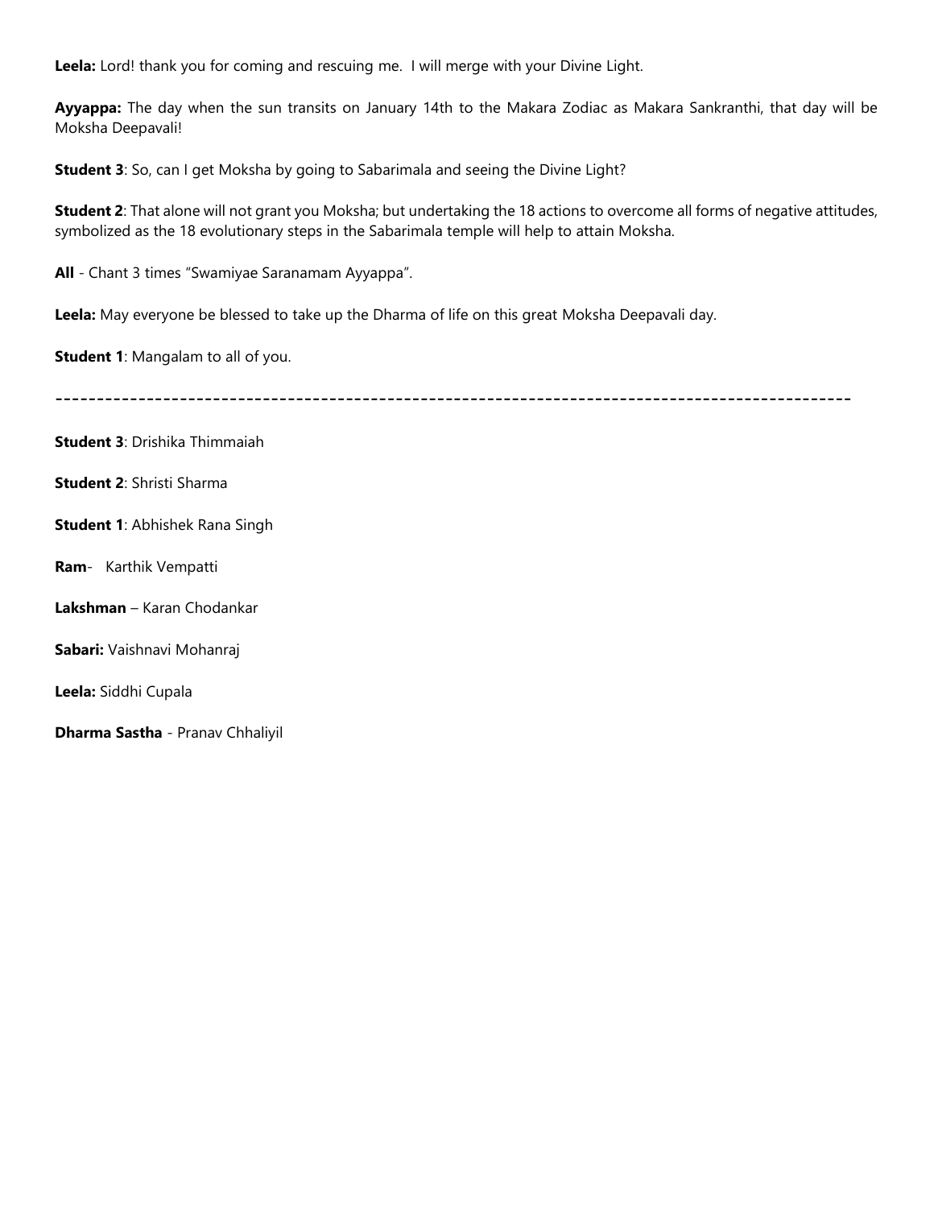**Leela:** Lord! thank you for coming and rescuing me. I will merge with your Divine Light.

**Ayyappa:** The day when the sun transits on January 14th to the Makara Zodiac as Makara Sankranthi, that day will be Moksha Deepavali!

**Student 3**: So, can I get Moksha by going to Sabarimala and seeing the Divine Light?

**Student 2**: That alone will not grant you Moksha; but undertaking the 18 actions to overcome all forms of negative attitudes, symbolized as the 18 evolutionary steps in the Sabarimala temple will help to attain Moksha.

**All** - Chant 3 times "Swamiyae Saranamam Ayyappa".

**Leela:** May everyone be blessed to take up the Dharma of life on this great Moksha Deepavali day.

**Student 1**: Mangalam to all of you.

---

**Student 3**: Drishika Thimmaiah

**Student 2**: Shristi Sharma

**Student 1**: Abhishek Rana Singh

**Ram**- Karthik Vempatti

**Lakshman** – Karan Chodankar

**Sabari:** Vaishnavi Mohanraj

**Leela:** Siddhi Cupala

**Dharma Sastha** - Pranav Chhaliyil